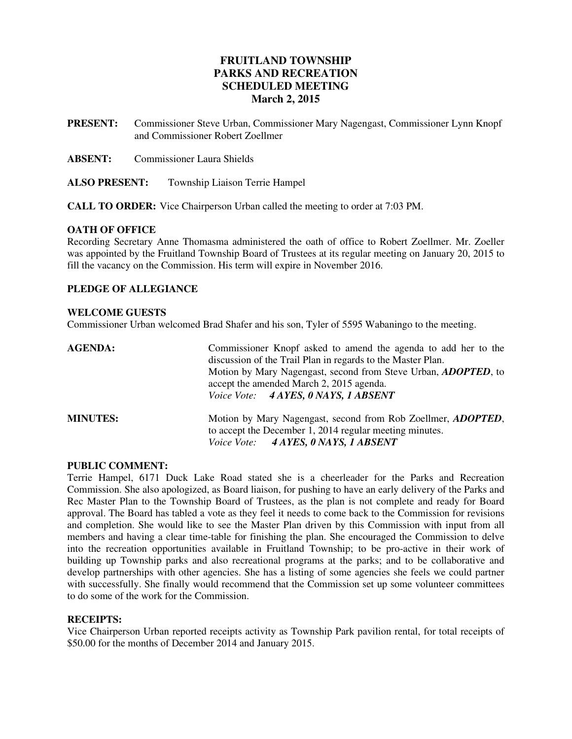# FRUITLAND TOWNSHIP
# PARKS AND RECREATION
# SCHEDULED MEETING
# March 2, 2015

**PRESENT:** Commissioner Steve Urban, Commissioner Mary Nagengast, Commissioner Lynn Knopf and Commissioner Robert Zoellmer

**ABSENT:** Commissioner Laura Shields

**ALSO PRESENT:** Township Liaison Terrie Hampel

**CALL TO ORDER:** Vice Chairperson Urban called the meeting to order at 7:03 PM.

**OATH OF OFFICE**

Recording Secretary Anne Thomasma administered the oath of office to Robert Zoellmer. Mr. Zoeller was appointed by the Fruitland Township Board of Trustees at its regular meeting on January 20, 2015 to fill the vacancy on the Commission. His term will expire in November 2016.

**PLEDGE OF ALLEGIANCE**

**WELCOME GUESTS**

Commissioner Urban welcomed Brad Shafer and his son, Tyler of 5595 Wabaningo to the meeting.

**AGENDA:** Commissioner Knopf asked to amend the agenda to add her to the discussion of the Trail Plan in regards to the Master Plan.
Motion by Mary Nagengast, second from Steve Urban, ***ADOPTED***, to accept the amended March 2, 2015 agenda.
*Voice Vote:* ***4 AYES, 0 NAYS, 1 ABSENT***

**MINUTES:** Motion by Mary Nagengast, second from Rob Zoellmer, ***ADOPTED***, to accept the December 1, 2014 regular meeting minutes.
*Voice Vote:* ***4 AYES, 0 NAYS, 1 ABSENT***

**PUBLIC COMMENT:**

Terrie Hampel, 6171 Duck Lake Road stated she is a cheerleader for the Parks and Recreation Commission. She also apologized, as Board liaison, for pushing to have an early delivery of the Parks and Rec Master Plan to the Township Board of Trustees, as the plan is not complete and ready for Board approval. The Board has tabled a vote as they feel it needs to come back to the Commission for revisions and completion. She would like to see the Master Plan driven by this Commission with input from all members and having a clear time-table for finishing the plan. She encouraged the Commission to delve into the recreation opportunities available in Fruitland Township; to be pro-active in their work of building up Township parks and also recreational programs at the parks; and to be collaborative and develop partnerships with other agencies. She has a listing of some agencies she feels we could partner with successfully. She finally would recommend that the Commission set up some volunteer committees to do some of the work for the Commission.

**RECEIPTS:**

Vice Chairperson Urban reported receipts activity as Township Park pavilion rental, for total receipts of $50.00 for the months of December 2014 and January 2015.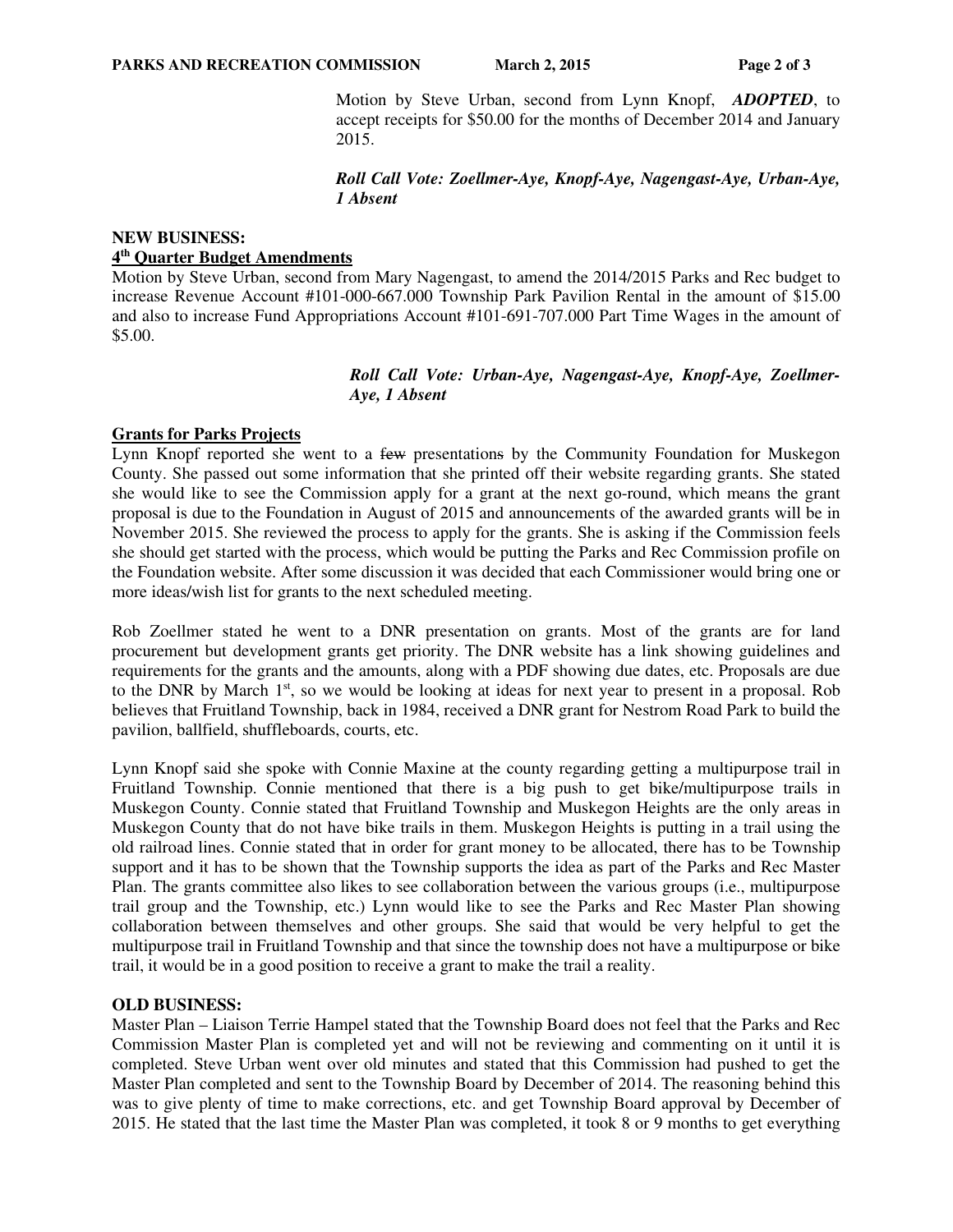Motion by Steve Urban, second from Lynn Knopf, ***ADOPTED***, to accept receipts for $50.00 for the months of December 2014 and January 2015.

***Roll Call Vote: Zoellmer-Aye, Knopf-Aye, Nagengast-Aye, Urban-Aye, 1 Absent***

**NEW BUSINESS:**

**4th Quarter Budget Amendments**

Motion by Steve Urban, second from Mary Nagengast, to amend the 2014/2015 Parks and Rec budget to increase Revenue Account #101-000-667.000 Township Park Pavilion Rental in the amount of $15.00 and also to increase Fund Appropriations Account #101-691-707.000 Part Time Wages in the amount of $5.00.

***Roll Call Vote: Urban-Aye, Nagengast-Aye, Knopf-Aye, Zoellmer-Aye, 1 Absent***

**Grants for Parks Projects**

Lynn Knopf reported she went to a ~~few~~ presentation~~s~~ by the Community Foundation for Muskegon County. She passed out some information that she printed off their website regarding grants. She stated she would like to see the Commission apply for a grant at the next go-round, which means the grant proposal is due to the Foundation in August of 2015 and announcements of the awarded grants will be in November 2015. She reviewed the process to apply for the grants. She is asking if the Commission feels she should get started with the process, which would be putting the Parks and Rec Commission profile on the Foundation website. After some discussion it was decided that each Commissioner would bring one or more ideas/wish list for grants to the next scheduled meeting.

Rob Zoellmer stated he went to a DNR presentation on grants. Most of the grants are for land procurement but development grants get priority. The DNR website has a link showing guidelines and requirements for the grants and the amounts, along with a PDF showing due dates, etc. Proposals are due to the DNR by March 1st, so we would be looking at ideas for next year to present in a proposal. Rob believes that Fruitland Township, back in 1984, received a DNR grant for Nestrom Road Park to build the pavilion, ballfield, shuffleboards, courts, etc.

Lynn Knopf said she spoke with Connie Maxine at the county regarding getting a multipurpose trail in Fruitland Township. Connie mentioned that there is a big push to get bike/multipurpose trails in Muskegon County. Connie stated that Fruitland Township and Muskegon Heights are the only areas in Muskegon County that do not have bike trails in them. Muskegon Heights is putting in a trail using the old railroad lines. Connie stated that in order for grant money to be allocated, there has to be Township support and it has to be shown that the Township supports the idea as part of the Parks and Rec Master Plan. The grants committee also likes to see collaboration between the various groups (i.e., multipurpose trail group and the Township, etc.) Lynn would like to see the Parks and Rec Master Plan showing collaboration between themselves and other groups. She said that would be very helpful to get the multipurpose trail in Fruitland Township and that since the township does not have a multipurpose or bike trail, it would be in a good position to receive a grant to make the trail a reality.

**OLD BUSINESS:**

Master Plan – Liaison Terrie Hampel stated that the Township Board does not feel that the Parks and Rec Commission Master Plan is completed yet and will not be reviewing and commenting on it until it is completed. Steve Urban went over old minutes and stated that this Commission had pushed to get the Master Plan completed and sent to the Township Board by December of 2014. The reasoning behind this was to give plenty of time to make corrections, etc. and get Township Board approval by December of 2015. He stated that the last time the Master Plan was completed, it took 8 or 9 months to get everything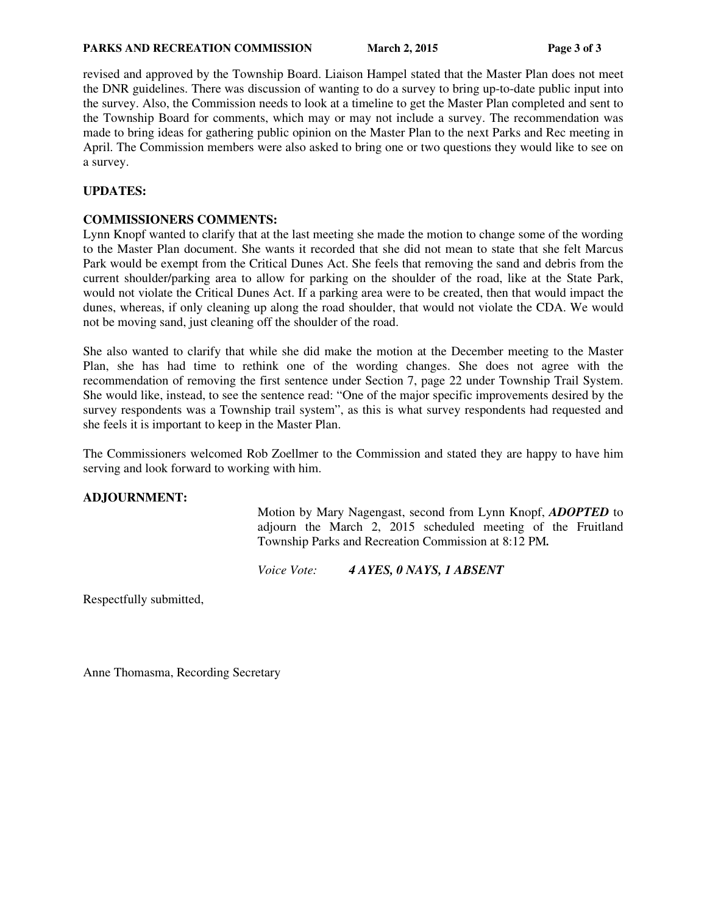revised and approved by the Township Board. Liaison Hampel stated that the Master Plan does not meet the DNR guidelines. There was discussion of wanting to do a survey to bring up-to-date public input into the survey. Also, the Commission needs to look at a timeline to get the Master Plan completed and sent to the Township Board for comments, which may or may not include a survey. The recommendation was made to bring ideas for gathering public opinion on the Master Plan to the next Parks and Rec meeting in April. The Commission members were also asked to bring one or two questions they would like to see on a survey.

**UPDATES:**

**COMMISSIONERS COMMENTS:**

Lynn Knopf wanted to clarify that at the last meeting she made the motion to change some of the wording to the Master Plan document. She wants it recorded that she did not mean to state that she felt Marcus Park would be exempt from the Critical Dunes Act. She feels that removing the sand and debris from the current shoulder/parking area to allow for parking on the shoulder of the road, like at the State Park, would not violate the Critical Dunes Act. If a parking area were to be created, then that would impact the dunes, whereas, if only cleaning up along the road shoulder, that would not violate the CDA. We would not be moving sand, just cleaning off the shoulder of the road.

She also wanted to clarify that while she did make the motion at the December meeting to the Master Plan, she has had time to rethink one of the wording changes. She does not agree with the recommendation of removing the first sentence under Section 7, page 22 under Township Trail System. She would like, instead, to see the sentence read: "One of the major specific improvements desired by the survey respondents was a Township trail system", as this is what survey respondents had requested and she feels it is important to keep in the Master Plan.

The Commissioners welcomed Rob Zoellmer to the Commission and stated they are happy to have him serving and look forward to working with him.

**ADJOURNMENT:**

Motion by Mary Nagengast, second from Lynn Knopf, ***ADOPTED*** to adjourn the March 2, 2015 scheduled meeting of the Fruitland Township Parks and Recreation Commission at 8:12 PM**.**

*Voice Vote:* ***4 AYES, 0 NAYS, 1 ABSENT***

Respectfully submitted,

Anne Thomasma, Recording Secretary